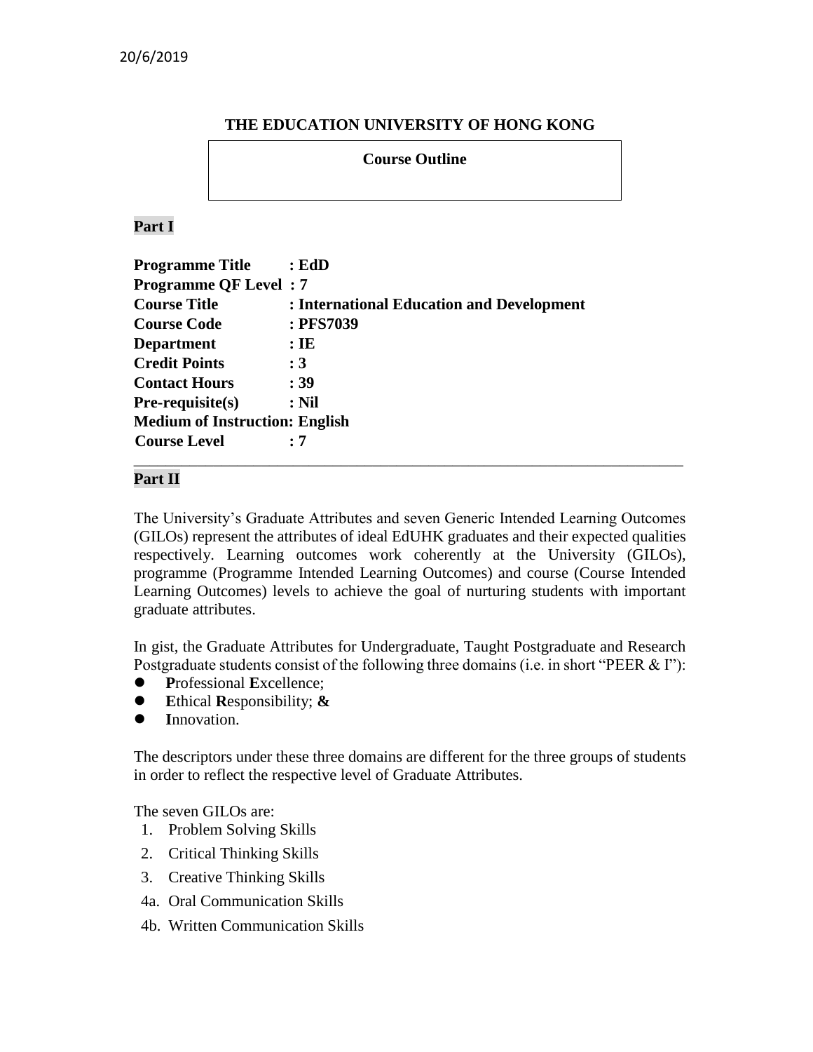20/6/2019

**THE EDUCATION UNIVERSITY OF HONG KONG**

**Course Outline**

**Part I**

**Programme Title : EdD**
**Programme QF Level : 7**
**Course Title : International Education and Development**
**Course Code : PFS7039**
**Department : IE**
**Credit Points : 3**
**Contact Hours : 39**
**Pre-requisite(s) : Nil**
**Medium of Instruction: English**
**Course Level : 7**

---

**Part II**

The University's Graduate Attributes and seven Generic Intended Learning Outcomes (GILOs) represent the attributes of ideal EdUHK graduates and their expected qualities respectively. Learning outcomes work coherently at the University (GILOs), programme (Programme Intended Learning Outcomes) and course (Course Intended Learning Outcomes) levels to achieve the goal of nurturing students with important graduate attributes.

In gist, the Graduate Attributes for Undergraduate, Taught Postgraduate and Research Postgraduate students consist of the following three domains (i.e. in short "PEER & I"):

- **P**rofessional **E**xcellence;
- **E**thical **R**esponsibility; **&**
- **I**nnovation.

The descriptors under these three domains are different for the three groups of students in order to reflect the respective level of Graduate Attributes.

The seven GILOs are:

1. Problem Solving Skills
2. Critical Thinking Skills
3. Creative Thinking Skills

4a. Oral Communication Skills

4b. Written Communication Skills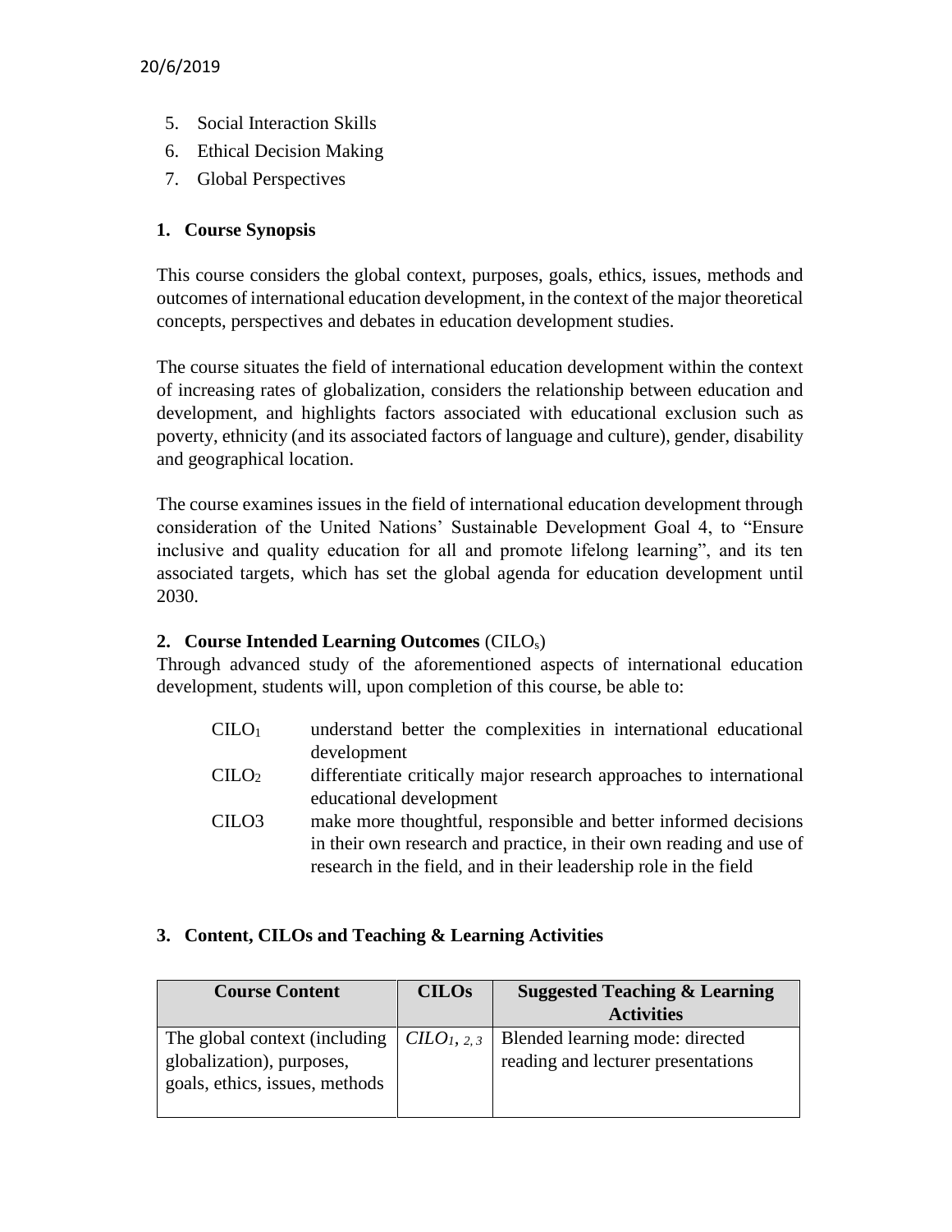5. Social Interaction Skills
6. Ethical Decision Making
7. Global Perspectives

## 1. Course Synopsis

This course considers the global context, purposes, goals, ethics, issues, methods and outcomes of international education development, in the context of the major theoretical concepts, perspectives and debates in education development studies.

The course situates the field of international education development within the context of increasing rates of globalization, considers the relationship between education and development, and highlights factors associated with educational exclusion such as poverty, ethnicity (and its associated factors of language and culture), gender, disability and geographical location.

The course examines issues in the field of international education development through consideration of the United Nations' Sustainable Development Goal 4, to "Ensure inclusive and quality education for all and promote lifelong learning", and its ten associated targets, which has set the global agenda for education development until 2030.

## 2. Course Intended Learning Outcomes (CILOs)

Through advanced study of the aforementioned aspects of international education development, students will, upon completion of this course, be able to:

| | |
|---|---|
| $CILO_1$ | understand better the complexities in international educational development |
| $CILO_2$ | differentiate critically major research approaches to international educational development |
| CILO3 | make more thoughtful, responsible and better informed decisions in their own research and practice, in their own reading and use of research in the field, and in their leadership role in the field |

## 3. Content, CILOs and Teaching & Learning Activities

| Course Content | CILOs | Suggested Teaching & Learning Activities |
|---|---|---|
| The global context (including globalization), purposes, goals, ethics, issues, methods | *$CILO_{1, 2, 3}$* | Blended learning mode: directed reading and lecturer presentations |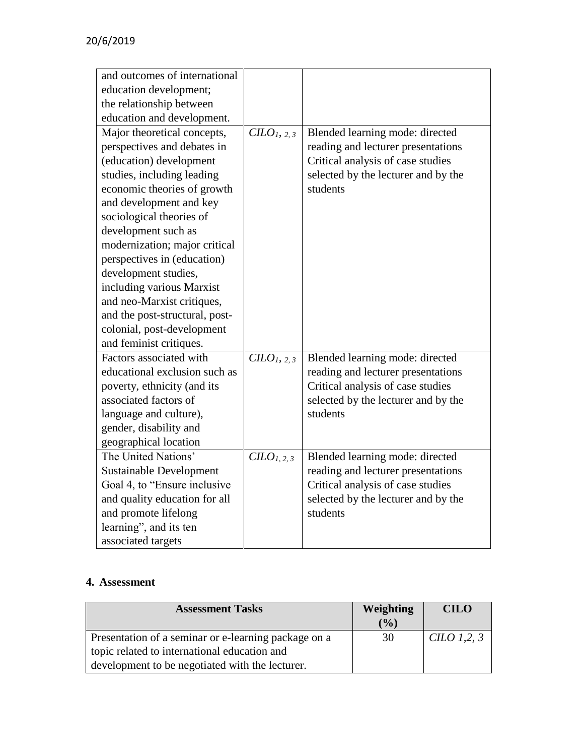| | | |
|---|---|---|
| and outcomes of international education development; the relationship between education and development. | | |
| Major theoretical concepts, perspectives and debates in (education) development studies, including leading economic theories of growth and development and key sociological theories of development such as modernization; major critical perspectives in (education) development studies, including various Marxist and neo-Marxist critiques, and the post-structural, post-colonial, post-development and feminist critiques. | $CILO_{1, 2, 3}$ | Blended learning mode: directed reading and lecturer presentations<br>Critical analysis of case studies selected by the lecturer and by the students |
| Factors associated with educational exclusion such as poverty, ethnicity (and its associated factors of language and culture), gender, disability and geographical location | $CILO_{1, 2, 3}$ | Blended learning mode: directed reading and lecturer presentations<br>Critical analysis of case studies selected by the lecturer and by the students |
| The United Nations' Sustainable Development Goal 4, to "Ensure inclusive and quality education for all and promote lifelong learning", and its ten associated targets | $CILO_{1, 2, 3}$ | Blended learning mode: directed reading and lecturer presentations<br>Critical analysis of case studies selected by the lecturer and by the students |

## 4. Assessment

| Assessment Tasks | Weighting (%) | CILO |
|---|---|---|
| Presentation of a seminar or e-learning package on a topic related to international education and development to be negotiated with the lecturer. | 30 | *CILO 1,2, 3* |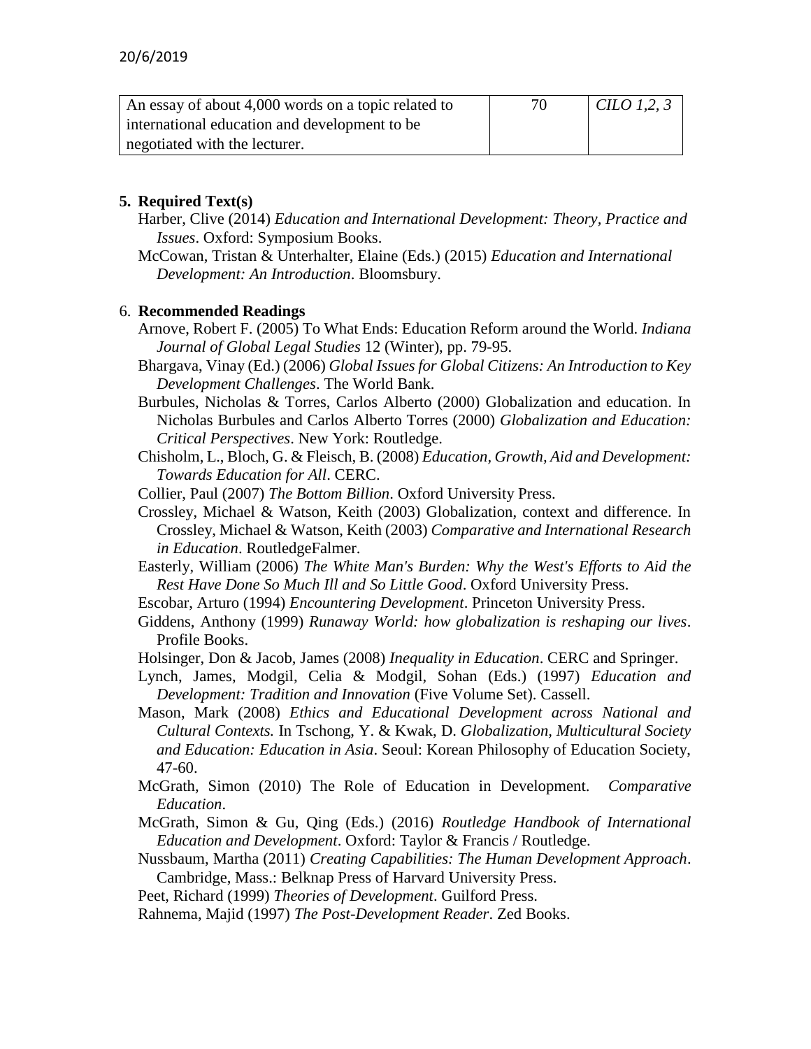| An essay of about 4,000 words on a topic related to international education and development to be negotiated with the lecturer. | 70 | *CILO 1,2, 3* |
|---|---|---|

**5. Required Text(s)**

Harber, Clive (2014) *Education and International Development: Theory, Practice and Issues*. Oxford: Symposium Books.

McCowan, Tristan & Unterhalter, Elaine (Eds.) (2015) *Education and International Development: An Introduction*. Bloomsbury.

6. **Recommended Readings**

Arnove, Robert F. (2005) To What Ends: Education Reform around the World. *Indiana Journal of Global Legal Studies* 12 (Winter), pp. 79-95.

Bhargava, Vinay (Ed.) (2006) *Global Issues for Global Citizens: An Introduction to Key Development Challenges*. The World Bank.

Burbules, Nicholas & Torres, Carlos Alberto (2000) Globalization and education. In Nicholas Burbules and Carlos Alberto Torres (2000) *Globalization and Education: Critical Perspectives*. New York: Routledge.

Chisholm, L., Bloch, G. & Fleisch, B. (2008) *Education, Growth, Aid and Development: Towards Education for All*. CERC.

Collier, Paul (2007) *The Bottom Billion*. Oxford University Press.

Crossley, Michael & Watson, Keith (2003) Globalization, context and difference. In Crossley, Michael & Watson, Keith (2003) *Comparative and International Research in Education*. RoutledgeFalmer.

Easterly, William (2006) *The White Man's Burden: Why the West's Efforts to Aid the Rest Have Done So Much Ill and So Little Good*. Oxford University Press.

Escobar, Arturo (1994) *Encountering Development*. Princeton University Press.

Giddens, Anthony (1999) *Runaway World: how globalization is reshaping our lives*. Profile Books.

Holsinger, Don & Jacob, James (2008) *Inequality in Education*. CERC and Springer.

Lynch, James, Modgil, Celia & Modgil, Sohan (Eds.) (1997) *Education and Development: Tradition and Innovation* (Five Volume Set). Cassell.

Mason, Mark (2008) *Ethics and Educational Development across National and Cultural Contexts.* In Tschong, Y. & Kwak, D. *Globalization, Multicultural Society and Education: Education in Asia*. Seoul: Korean Philosophy of Education Society, 47-60.

McGrath, Simon (2010) The Role of Education in Development. *Comparative Education*.

McGrath, Simon & Gu, Qing (Eds.) (2016) *Routledge Handbook of International Education and Development*. Oxford: Taylor & Francis / Routledge.

Nussbaum, Martha (2011) *Creating Capabilities: The Human Development Approach*. Cambridge, Mass.: Belknap Press of Harvard University Press.

Peet, Richard (1999) *Theories of Development*. Guilford Press.

Rahnema, Majid (1997) *The Post-Development Reader*. Zed Books.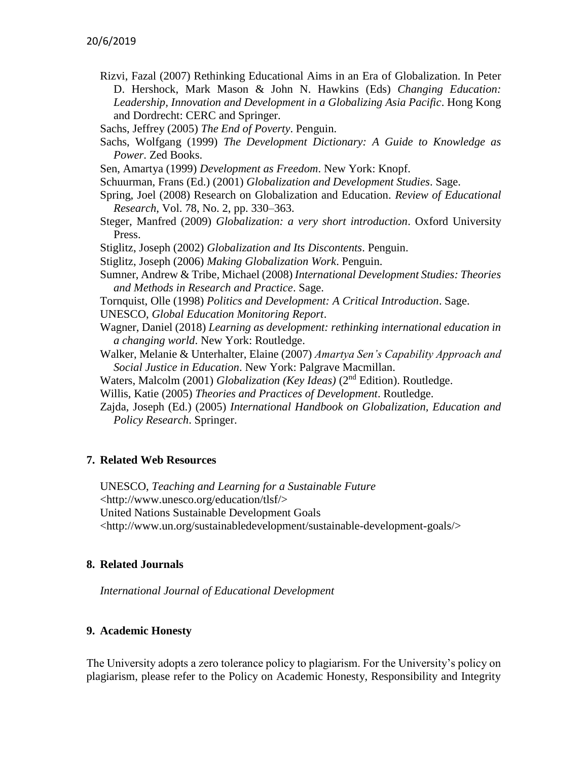Rizvi, Fazal (2007) Rethinking Educational Aims in an Era of Globalization. In Peter D. Hershock, Mark Mason & John N. Hawkins (Eds) *Changing Education: Leadership, Innovation and Development in a Globalizing Asia Pacific*. Hong Kong and Dordrecht: CERC and Springer.

Sachs, Jeffrey (2005) *The End of Poverty*. Penguin.

Sachs, Wolfgang (1999) *The Development Dictionary: A Guide to Knowledge as Power*. Zed Books.

Sen, Amartya (1999) *Development as Freedom*. New York: Knopf.

Schuurman, Frans (Ed.) (2001) *Globalization and Development Studies*. Sage.

Spring, Joel (2008) Research on Globalization and Education. *Review of Educational Research*, Vol. 78, No. 2, pp. 330–363.

Steger, Manfred (2009) *Globalization: a very short introduction*. Oxford University Press.

Stiglitz, Joseph (2002) *Globalization and Its Discontents*. Penguin.

Stiglitz, Joseph (2006) *Making Globalization Work*. Penguin.

Sumner, Andrew & Tribe, Michael (2008) *International Development Studies: Theories and Methods in Research and Practice*. Sage.

Tornquist, Olle (1998) *Politics and Development: A Critical Introduction*. Sage.

UNESCO, *Global Education Monitoring Report*.

Wagner, Daniel (2018) *Learning as development: rethinking international education in a changing world*. New York: Routledge.

Walker, Melanie & Unterhalter, Elaine (2007) *Amartya Sen's Capability Approach and Social Justice in Education*. New York: Palgrave Macmillan.

Waters, Malcolm (2001) *Globalization (Key Ideas)* (2nd Edition). Routledge.

Willis, Katie (2005) *Theories and Practices of Development*. Routledge.

Zajda, Joseph (Ed.) (2005) *International Handbook on Globalization, Education and Policy Research*. Springer.

## 7. Related Web Resources

UNESCO, *Teaching and Learning for a Sustainable Future*
<http://www.unesco.org/education/tlsf/>
United Nations Sustainable Development Goals
<http://www.un.org/sustainabledevelopment/sustainable-development-goals/>

## 8. Related Journals

*International Journal of Educational Development*

## 9. Academic Honesty

The University adopts a zero tolerance policy to plagiarism. For the University's policy on plagiarism, please refer to the Policy on Academic Honesty, Responsibility and Integrity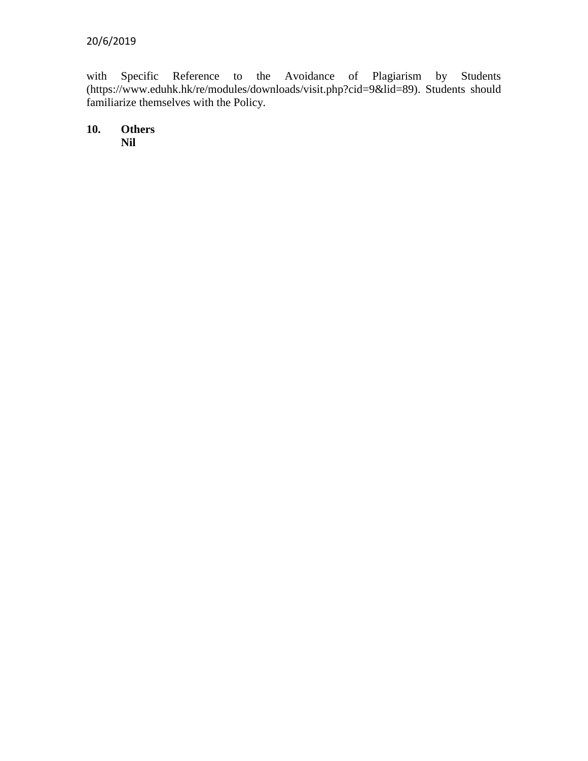with Specific Reference to the Avoidance of Plagiarism by Students (https://www.eduhk.hk/re/modules/downloads/visit.php?cid=9&lid=89). Students should familiarize themselves with the Policy.

## 10. Others

**Nil**